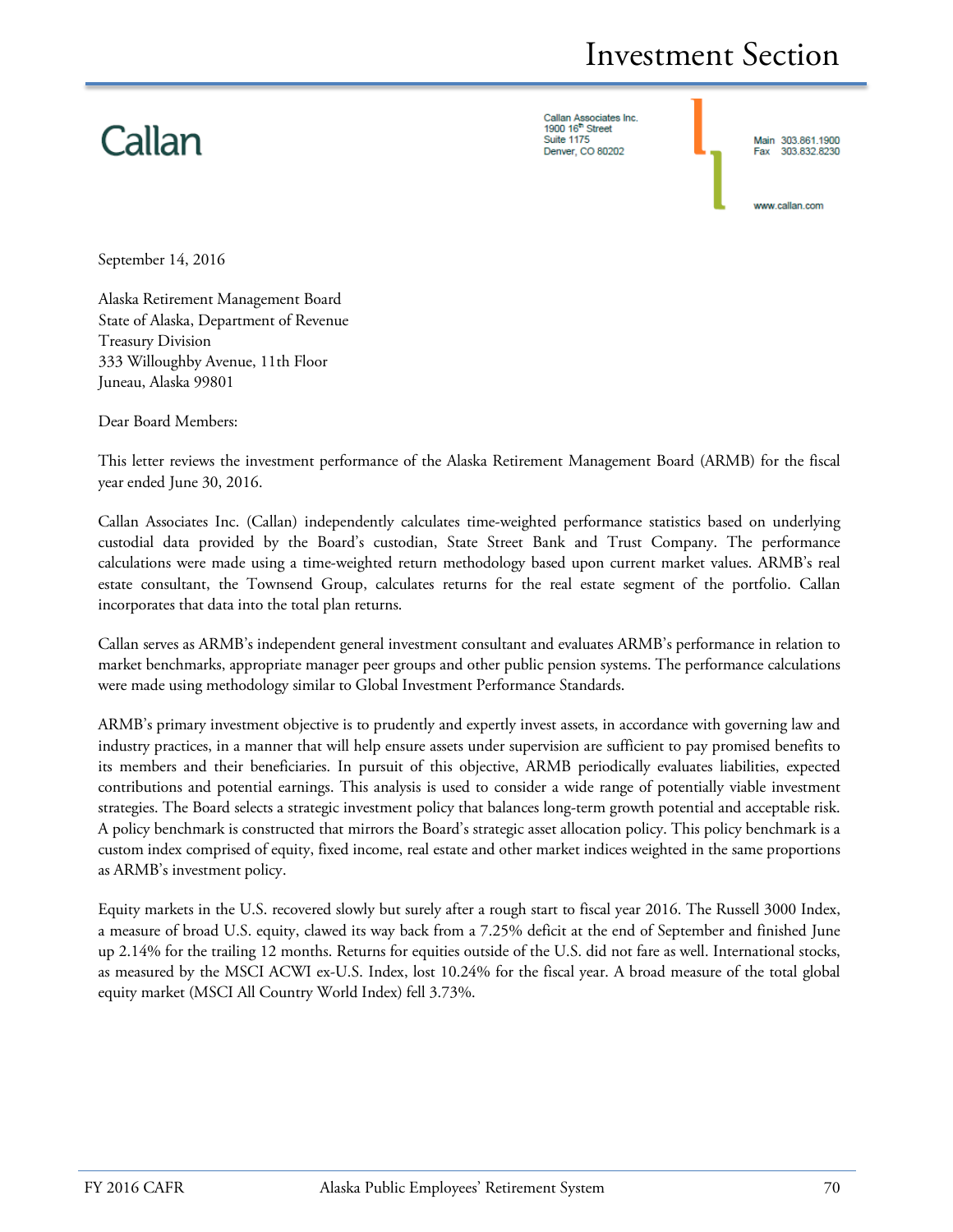# Investment Section

Callan

Callan Associates Inc.
1900 16th Street
Suite 1175
Denver, CO 80202

Main 303.861.1900
Fax 303.832.8230

www.callan.com

September 14, 2016

Alaska Retirement Management Board
State of Alaska, Department of Revenue
Treasury Division
333 Willoughby Avenue, 11th Floor
Juneau, Alaska 99801

Dear Board Members:

This letter reviews the investment performance of the Alaska Retirement Management Board (ARMB) for the fiscal year ended June 30, 2016.

Callan Associates Inc. (Callan) independently calculates time-weighted performance statistics based on underlying custodial data provided by the Board's custodian, State Street Bank and Trust Company. The performance calculations were made using a time-weighted return methodology based upon current market values. ARMB's real estate consultant, the Townsend Group, calculates returns for the real estate segment of the portfolio. Callan incorporates that data into the total plan returns.

Callan serves as ARMB's independent general investment consultant and evaluates ARMB's performance in relation to market benchmarks, appropriate manager peer groups and other public pension systems. The performance calculations were made using methodology similar to Global Investment Performance Standards.

ARMB's primary investment objective is to prudently and expertly invest assets, in accordance with governing law and industry practices, in a manner that will help ensure assets under supervision are sufficient to pay promised benefits to its members and their beneficiaries. In pursuit of this objective, ARMB periodically evaluates liabilities, expected contributions and potential earnings. This analysis is used to consider a wide range of potentially viable investment strategies. The Board selects a strategic investment policy that balances long-term growth potential and acceptable risk. A policy benchmark is constructed that mirrors the Board's strategic asset allocation policy. This policy benchmark is a custom index comprised of equity, fixed income, real estate and other market indices weighted in the same proportions as ARMB's investment policy.

Equity markets in the U.S. recovered slowly but surely after a rough start to fiscal year 2016. The Russell 3000 Index, a measure of broad U.S. equity, clawed its way back from a 7.25% deficit at the end of September and finished June up 2.14% for the trailing 12 months. Returns for equities outside of the U.S. did not fare as well. International stocks, as measured by the MSCI ACWI ex-U.S. Index, lost 10.24% for the fiscal year. A broad measure of the total global equity market (MSCI All Country World Index) fell 3.73%.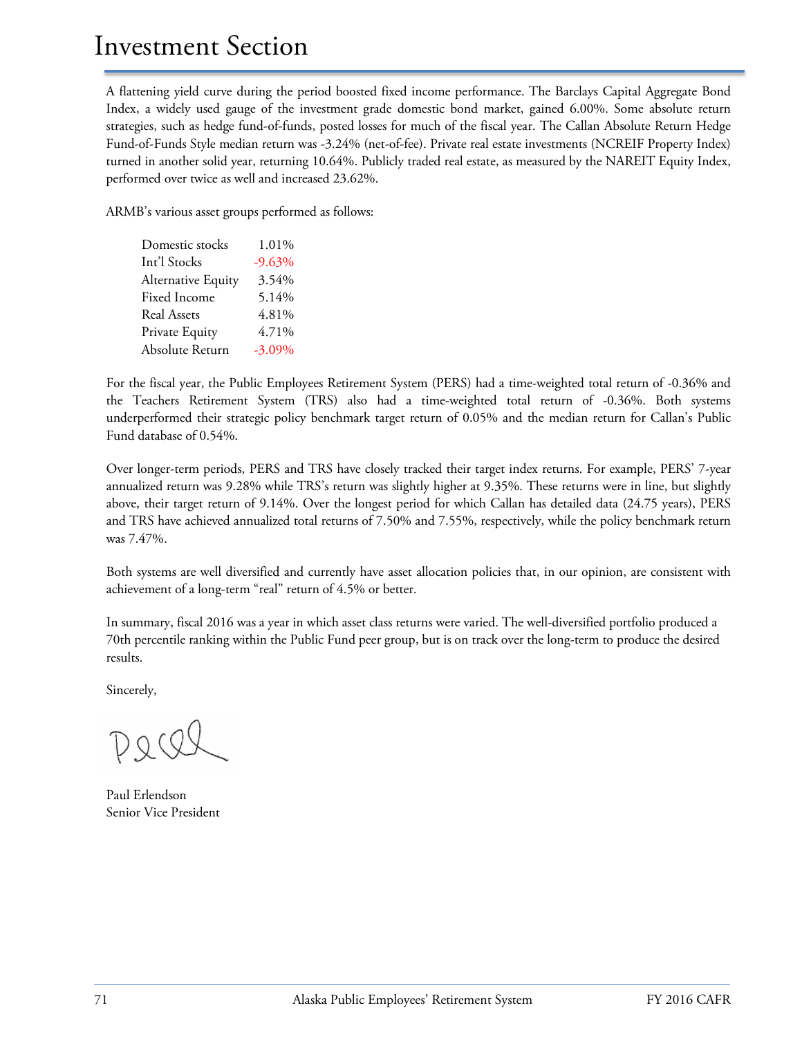# Investment Section

A flattening yield curve during the period boosted fixed income performance. The Barclays Capital Aggregate Bond Index, a widely used gauge of the investment grade domestic bond market, gained 6.00%. Some absolute return strategies, such as hedge fund-of-funds, posted losses for much of the fiscal year. The Callan Absolute Return Hedge Fund-of-Funds Style median return was -3.24% (net-of-fee). Private real estate investments (NCREIF Property Index) turned in another solid year, returning 10.64%. Publicly traded real estate, as measured by the NAREIT Equity Index, performed over twice as well and increased 23.62%.

ARMB's various asset groups performed as follows:

| | |
|---|---|
| Domestic stocks | 1.01% |
| Int'l Stocks | -9.63% |
| Alternative Equity | 3.54% |
| Fixed Income | 5.14% |
| Real Assets | 4.81% |
| Private Equity | 4.71% |
| Absolute Return | -3.09% |

For the fiscal year, the Public Employees Retirement System (PERS) had a time-weighted total return of -0.36% and the Teachers Retirement System (TRS) also had a time-weighted total return of -0.36%. Both systems underperformed their strategic policy benchmark target return of 0.05% and the median return for Callan's Public Fund database of 0.54%.

Over longer-term periods, PERS and TRS have closely tracked their target index returns. For example, PERS' 7-year annualized return was 9.28% while TRS's return was slightly higher at 9.35%. These returns were in line, but slightly above, their target return of 9.14%. Over the longest period for which Callan has detailed data (24.75 years), PERS and TRS have achieved annualized total returns of 7.50% and 7.55%, respectively, while the policy benchmark return was 7.47%.

Both systems are well diversified and currently have asset allocation policies that, in our opinion, are consistent with achievement of a long-term "real" return of 4.5% or better.

In summary, fiscal 2016 was a year in which asset class returns were varied. The well-diversified portfolio produced a 70th percentile ranking within the Public Fund peer group, but is on track over the long-term to produce the desired results.

Sincerely,

Paul Erlendson
Senior Vice President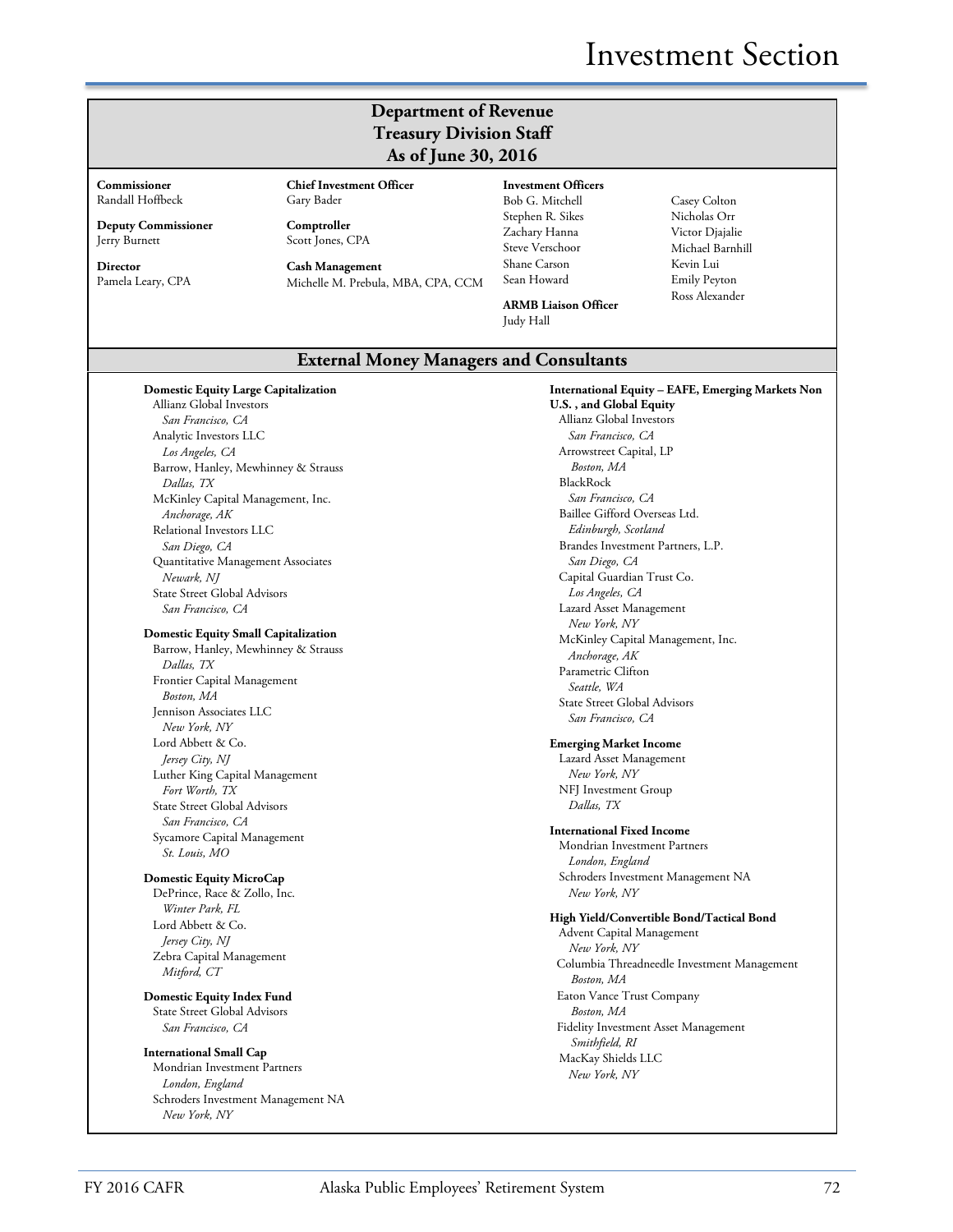# Investment Section

## Department of Revenue
## Treasury Division Staff
## As of June 30, 2016

**Commissioner**
Randall Hoffbeck

**Deputy Commissioner**
Jerry Burnett

**Director**
Pamela Leary, CPA

**Chief Investment Officer**
Gary Bader

**Comptroller**
Scott Jones, CPA

**Cash Management**
Michelle M. Prebula, MBA, CPA, CCM

**Investment Officers**
Bob G. Mitchell
Stephen R. Sikes
Zachary Hanna
Steve Verschoor
Shane Carson
Sean Howard
Casey Colton
Nicholas Orr
Victor Djajalie
Michael Barnhill
Kevin Lui
Emily Peyton
Ross Alexander

**ARMB Liaison Officer**
Judy Hall

## External Money Managers and Consultants

**Domestic Equity Large Capitalization**
Allianz Global Investors
*San Francisco, CA*
Analytic Investors LLC
*Los Angeles, CA*
Barrow, Hanley, Mewhinney & Strauss
*Dallas, TX*
McKinley Capital Management, Inc.
*Anchorage, AK*
Relational Investors LLC
*San Diego, CA*
Quantitative Management Associates
*Newark, NJ*
State Street Global Advisors
*San Francisco, CA*

**Domestic Equity Small Capitalization**
Barrow, Hanley, Mewhinney & Strauss
*Dallas, TX*
Frontier Capital Management
*Boston, MA*
Jennison Associates LLC
*New York, NY*
Lord Abbett & Co.
*Jersey City, NJ*
Luther King Capital Management
*Fort Worth, TX*
State Street Global Advisors
*San Francisco, CA*
Sycamore Capital Management
*St. Louis, MO*

**Domestic Equity MicroCap**
DePrince, Race & Zollo, Inc.
*Winter Park, FL*
Lord Abbett & Co.
*Jersey City, NJ*
Zebra Capital Management
*Mitford, CT*

**Domestic Equity Index Fund**
State Street Global Advisors
*San Francisco, CA*

**International Small Cap**
Mondrian Investment Partners
*London, England*
Schroders Investment Management NA
*New York, NY*

**International Equity – EAFE, Emerging Markets Non U.S. , and Global Equity**
Allianz Global Investors
*San Francisco, CA*
Arrowstreet Capital, LP
*Boston, MA*
BlackRock
*San Francisco, CA*
Baillee Gifford Overseas Ltd.
*Edinburgh, Scotland*
Brandes Investment Partners, L.P.
*San Diego, CA*
Capital Guardian Trust Co.
*Los Angeles, CA*
Lazard Asset Management
*New York, NY*
McKinley Capital Management, Inc.
*Anchorage, AK*
Parametric Clifton
*Seattle, WA*
State Street Global Advisors
*San Francisco, CA*

**Emerging Market Income**
Lazard Asset Management
*New York, NY*
NFJ Investment Group
*Dallas, TX*

**International Fixed Income**
Mondrian Investment Partners
*London, England*
Schroders Investment Management NA
*New York, NY*

**High Yield/Convertible Bond/Tactical Bond**
Advent Capital Management
*New York, NY*
Columbia Threadneedle Investment Management
*Boston, MA*
Eaton Vance Trust Company
*Boston, MA*
Fidelity Investment Asset Management
*Smithfield, RI*
MacKay Shields LLC
*New York, NY*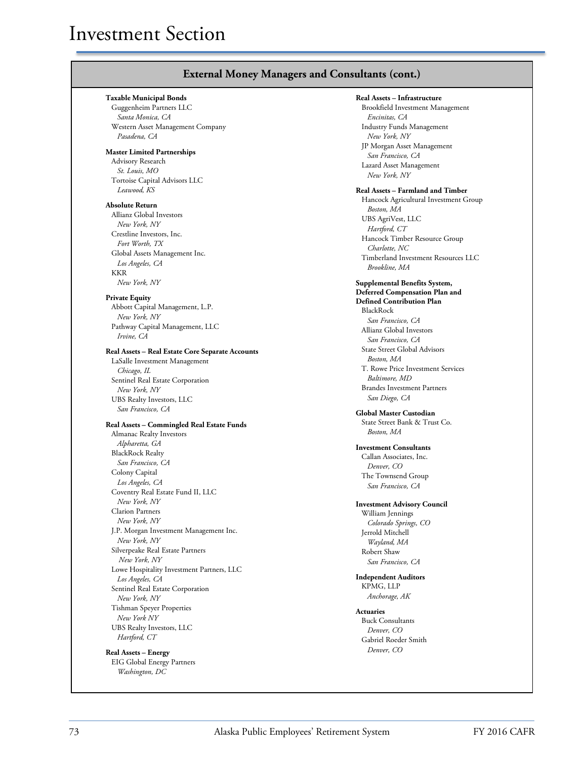# Investment Section

## External Money Managers and Consultants (cont.)

**Taxable Municipal Bonds**
Guggenheim Partners LLC
*Santa Monica, CA*
Western Asset Management Company
*Pasadena, CA*

**Master Limited Partnerships**
Advisory Research
*St. Louis, MO*
Tortoise Capital Advisors LLC
*Leawood, KS*

**Absolute Return**
Allianz Global Investors
*New York, NY*
Crestline Investors, Inc.
*Fort Worth, TX*
Global Assets Management Inc.
*Los Angeles, CA*
KKR
*New York, NY*

**Private Equity**
Abbott Capital Management, L.P.
*New York, NY*
Pathway Capital Management, LLC
*Irvine, CA*

**Real Assets – Real Estate Core Separate Accounts**
LaSalle Investment Management
*Chicago, IL*
Sentinel Real Estate Corporation
*New York, NY*
UBS Realty Investors, LLC
*San Francisco, CA*

**Real Assets – Commingled Real Estate Funds**
Almanac Realty Investors
*Alpharetta, GA*
BlackRock Realty
*San Francisco, CA*
Colony Capital
*Los Angeles, CA*
Coventry Real Estate Fund II, LLC
*New York, NY*
Clarion Partners
*New York, NY*
J.P. Morgan Investment Management Inc.
*New York, NY*
Silverpeake Real Estate Partners
*New York, NY*
Lowe Hospitality Investment Partners, LLC
*Los Angeles, CA*
Sentinel Real Estate Corporation
*New York, NY*
Tishman Speyer Properties
*New York NY*
UBS Realty Investors, LLC
*Hartford, CT*

**Real Assets – Energy**
EIG Global Energy Partners
*Washington, DC*

**Real Assets – Infrastructure**
Brookfield Investment Management
*Encinitas, CA*
Industry Funds Management
*New York, NY*
JP Morgan Asset Management
*San Francisco, CA*
Lazard Asset Management
*New York, NY*

**Real Assets – Farmland and Timber**
Hancock Agricultural Investment Group
*Boston, MA*
UBS AgriVest, LLC
*Hartford, CT*
Hancock Timber Resource Group
*Charlotte, NC*
Timberland Investment Resources LLC
*Brookline, MA*

**Supplemental Benefits System, Deferred Compensation Plan and Defined Contribution Plan**
BlackRock
*San Francisco, CA*
Allianz Global Investors
*San Francisco, CA*
State Street Global Advisors
*Boston, MA*
T. Rowe Price Investment Services
*Baltimore, MD*
Brandes Investment Partners
*San Diego, CA*

**Global Master Custodian**
State Street Bank & Trust Co.
*Boston, MA*

**Investment Consultants**
Callan Associates, Inc.
*Denver, CO*
The Townsend Group
*San Francisco, CA*

**Investment Advisory Council**
William Jennings
*Colorado Springs, CO*
Jerrold Mitchell
*Wayland, MA*
Robert Shaw
*San Francisco, CA*

**Independent Auditors**
KPMG, LLP
*Anchorage, AK*

**Actuaries**
Buck Consultants
*Denver, CO*
Gabriel Roeder Smith
*Denver, CO*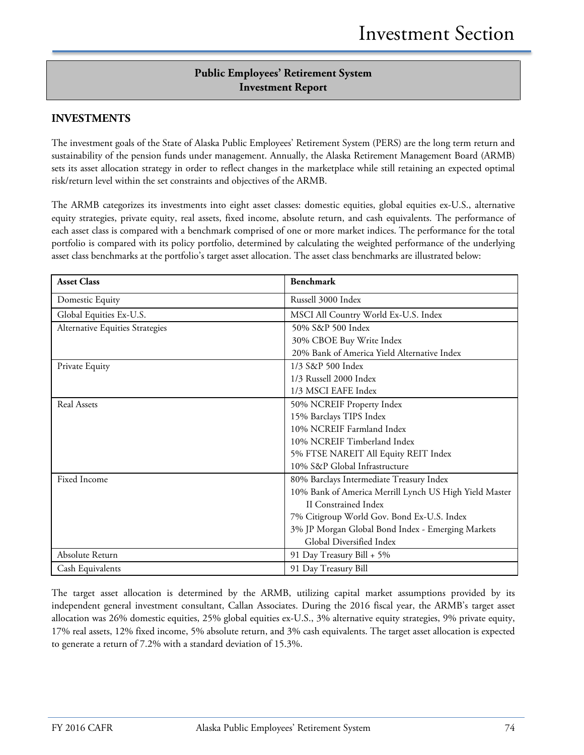## Public Employees' Retirement System
## Investment Report

### INVESTMENTS

The investment goals of the State of Alaska Public Employees' Retirement System (PERS) are the long term return and sustainability of the pension funds under management. Annually, the Alaska Retirement Management Board (ARMB) sets its asset allocation strategy in order to reflect changes in the marketplace while still retaining an expected optimal risk/return level within the set constraints and objectives of the ARMB.

The ARMB categorizes its investments into eight asset classes: domestic equities, global equities ex-U.S., alternative equity strategies, private equity, real assets, fixed income, absolute return, and cash equivalents. The performance of each asset class is compared with a benchmark comprised of one or more market indices. The performance for the total portfolio is compared with its policy portfolio, determined by calculating the weighted performance of the underlying asset class benchmarks at the portfolio's target asset allocation. The asset class benchmarks are illustrated below:

| Asset Class | Benchmark |
|---|---|
| Domestic Equity | Russell 3000 Index |
| Global Equities Ex-U.S. | MSCI All Country World Ex-U.S. Index |
| Alternative Equities Strategies | 50% S&P 500 Index<br>30% CBOE Buy Write Index<br>20% Bank of America Yield Alternative Index |
| Private Equity | 1/3 S&P 500 Index<br>1/3 Russell 2000 Index<br>1/3 MSCI EAFE Index |
| Real Assets | 50% NCREIF Property Index<br>15% Barclays TIPS Index<br>10% NCREIF Farmland Index<br>10% NCREIF Timberland Index<br>5% FTSE NAREIT All Equity REIT Index<br>10% S&P Global Infrastructure |
| Fixed Income | 80% Barclays Intermediate Treasury Index<br>10% Bank of America Merrill Lynch US High Yield Master II Constrained Index<br>7% Citigroup World Gov. Bond Ex-U.S. Index<br>3% JP Morgan Global Bond Index - Emerging Markets Global Diversified Index |
| Absolute Return | 91 Day Treasury Bill + 5% |
| Cash Equivalents | 91 Day Treasury Bill |

The target asset allocation is determined by the ARMB, utilizing capital market assumptions provided by its independent general investment consultant, Callan Associates. During the 2016 fiscal year, the ARMB's target asset allocation was 26% domestic equities, 25% global equities ex-U.S., 3% alternative equity strategies, 9% private equity, 17% real assets, 12% fixed income, 5% absolute return, and 3% cash equivalents. The target asset allocation is expected to generate a return of 7.2% with a standard deviation of 15.3%.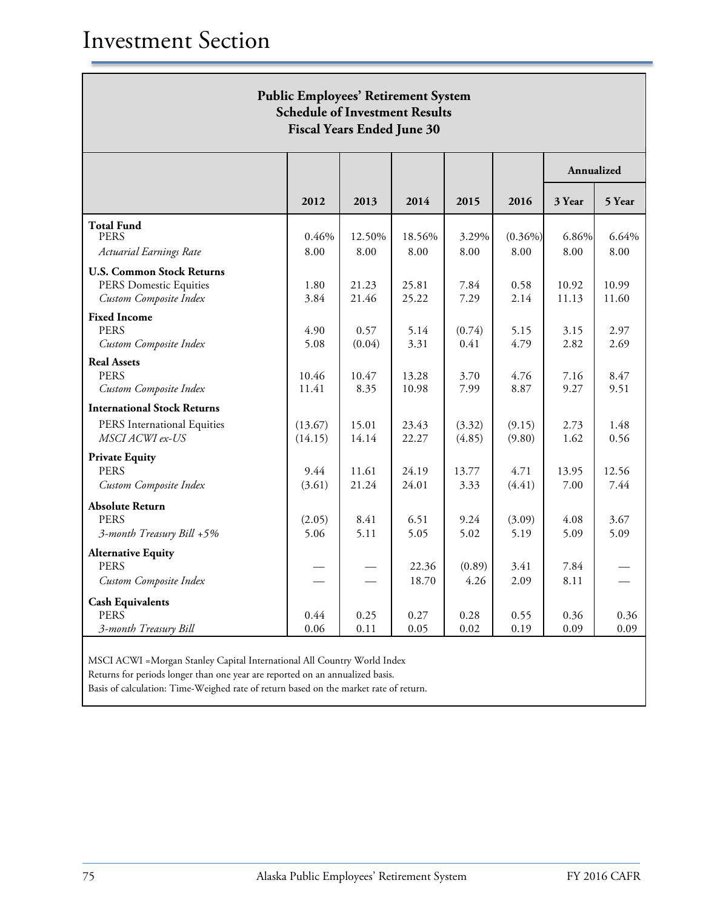# Investment Section

## Public Employees' Retirement System
### Schedule of Investment Results
### Fiscal Years Ended June 30

| | | | | | | Annualized | |
|---|---|---|---|---|---|---|---|
| | **2012** | **2013** | **2014** | **2015** | **2016** | **3 Year** | **5 Year** |
| **Total Fund** | | | | | | | |
| PERS | 0.46% | 12.50% | 18.56% | 3.29% | (0.36%) | 6.86% | 6.64% |
| *Actuarial Earnings Rate* | 8.00 | 8.00 | 8.00 | 8.00 | 8.00 | 8.00 | 8.00 |
| **U.S. Common Stock Returns** | | | | | | | |
| PERS Domestic Equities | 1.80 | 21.23 | 25.81 | 7.84 | 0.58 | 10.92 | 10.99 |
| *Custom Composite Index* | 3.84 | 21.46 | 25.22 | 7.29 | 2.14 | 11.13 | 11.60 |
| **Fixed Income** | | | | | | | |
| PERS | 4.90 | 0.57 | 5.14 | (0.74) | 5.15 | 3.15 | 2.97 |
| *Custom Composite Index* | 5.08 | (0.04) | 3.31 | 0.41 | 4.79 | 2.82 | 2.69 |
| **Real Assets** | | | | | | | |
| PERS | 10.46 | 10.47 | 13.28 | 3.70 | 4.76 | 7.16 | 8.47 |
| *Custom Composite Index* | 11.41 | 8.35 | 10.98 | 7.99 | 8.87 | 9.27 | 9.51 |
| **International Stock Returns** | | | | | | | |
| PERS International Equities | (13.67) | 15.01 | 23.43 | (3.32) | (9.15) | 2.73 | 1.48 |
| *MSCI ACWI ex-US* | (14.15) | 14.14 | 22.27 | (4.85) | (9.80) | 1.62 | 0.56 |
| **Private Equity** | | | | | | | |
| PERS | 9.44 | 11.61 | 24.19 | 13.77 | 4.71 | 13.95 | 12.56 |
| *Custom Composite Index* | (3.61) | 21.24 | 24.01 | 3.33 | (4.41) | 7.00 | 7.44 |
| **Absolute Return** | | | | | | | |
| PERS | (2.05) | 8.41 | 6.51 | 9.24 | (3.09) | 4.08 | 3.67 |
| *3-month Treasury Bill +5%* | 5.06 | 5.11 | 5.05 | 5.02 | 5.19 | 5.09 | 5.09 |
| **Alternative Equity** | | | | | | | |
| PERS | — | — | 22.36 | (0.89) | 3.41 | 7.84 | — |
| *Custom Composite Index* | — | — | 18.70 | 4.26 | 2.09 | 8.11 | — |
| **Cash Equivalents** | | | | | | | |
| PERS | 0.44 | 0.25 | 0.27 | 0.28 | 0.55 | 0.36 | 0.36 |
| *3-month Treasury Bill* | 0.06 | 0.11 | 0.05 | 0.02 | 0.19 | 0.09 | 0.09 |

MSCI ACWI =Morgan Stanley Capital International All Country World Index
Returns for periods longer than one year are reported on an annualized basis.
Basis of calculation: Time-Weighed rate of return based on the market rate of return.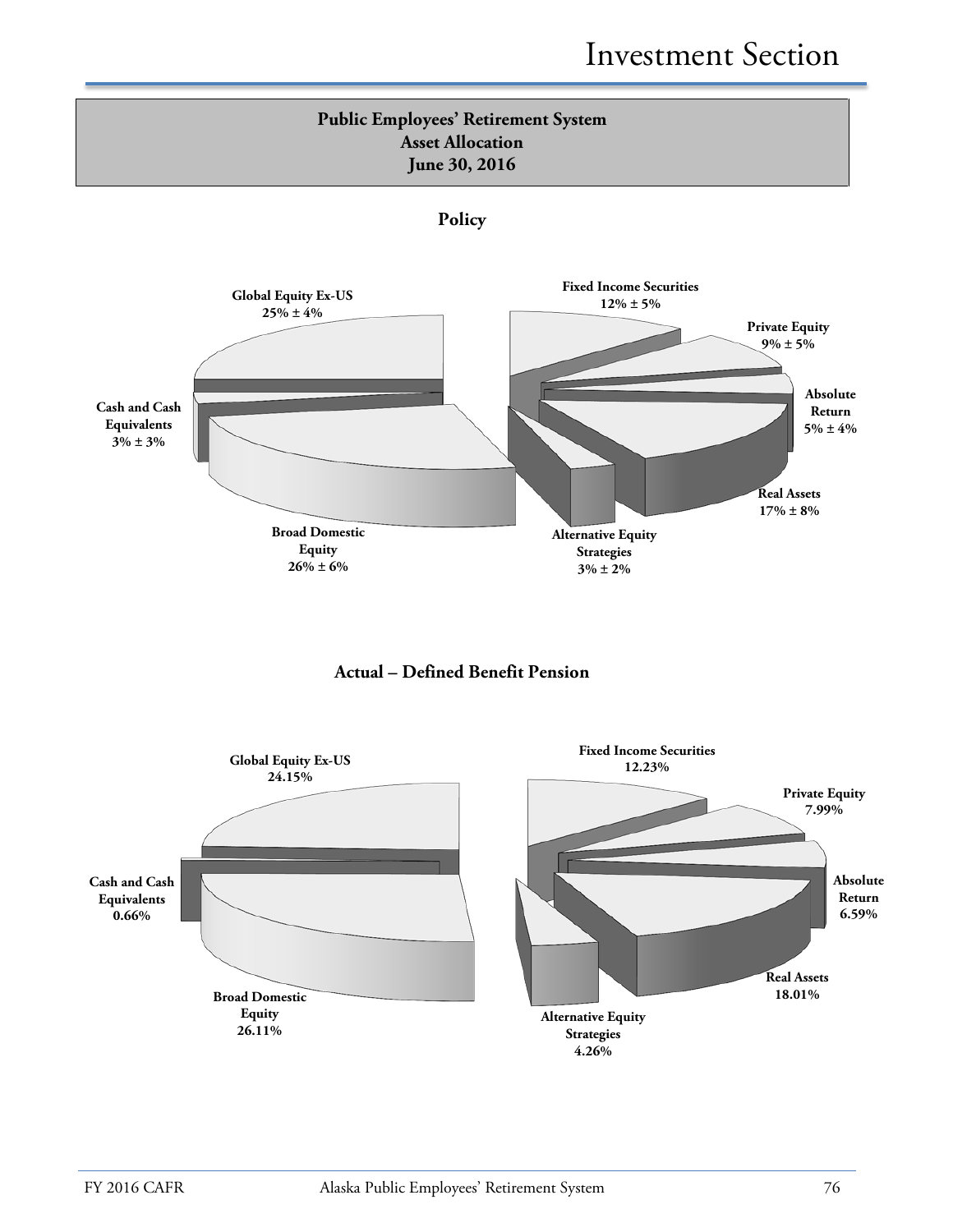## Public Employees' Retirement System
## Asset Allocation
## June 30, 2016

### Policy

Global Equity Ex-US
25% ± 4%

Fixed Income Securities
12% ± 5%

Private Equity
9% ± 5%

Absolute Return
5% ± 4%

Real Assets
17% ± 8%

Alternative Equity Strategies
3% ± 2%

Broad Domestic Equity
26% ± 6%

Cash and Cash Equivalents
3% ± 3%

### Actual – Defined Benefit Pension

Global Equity Ex-US
24.15%

Fixed Income Securities
12.23%

Private Equity
7.99%

Absolute Return
6.59%

Real Assets
18.01%

Alternative Equity Strategies
4.26%

Broad Domestic Equity
26.11%

Cash and Cash Equivalents
0.66%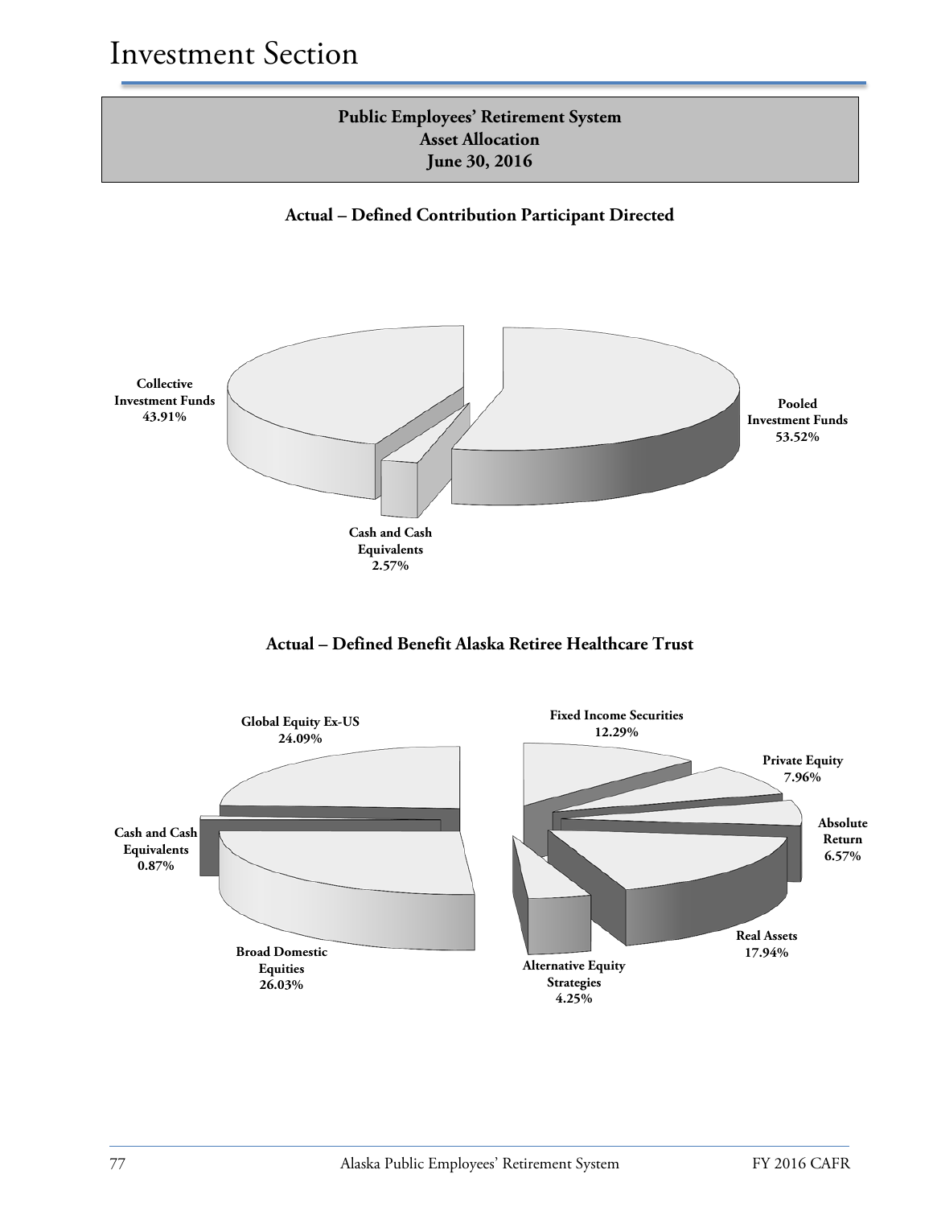# Investment Section

**Public Employees' Retirement System**
**Asset Allocation**
**June 30, 2016**

### Actual – Defined Contribution Participant Directed

**Collective Investment Funds**
**43.91%**

**Pooled Investment Funds**
**53.52%**

**Cash and Cash Equivalents**
**2.57%**

### Actual – Defined Benefit Alaska Retiree Healthcare Trust

**Global Equity Ex-US**
**24.09%**

**Fixed Income Securities**
**12.29%**

**Private Equity**
**7.96%**

**Absolute Return**
**6.57%**

**Cash and Cash Equivalents**
**0.87%**

**Real Assets**
**17.94%**

**Broad Domestic Equities**
**26.03%**

**Alternative Equity Strategies**
**4.25%**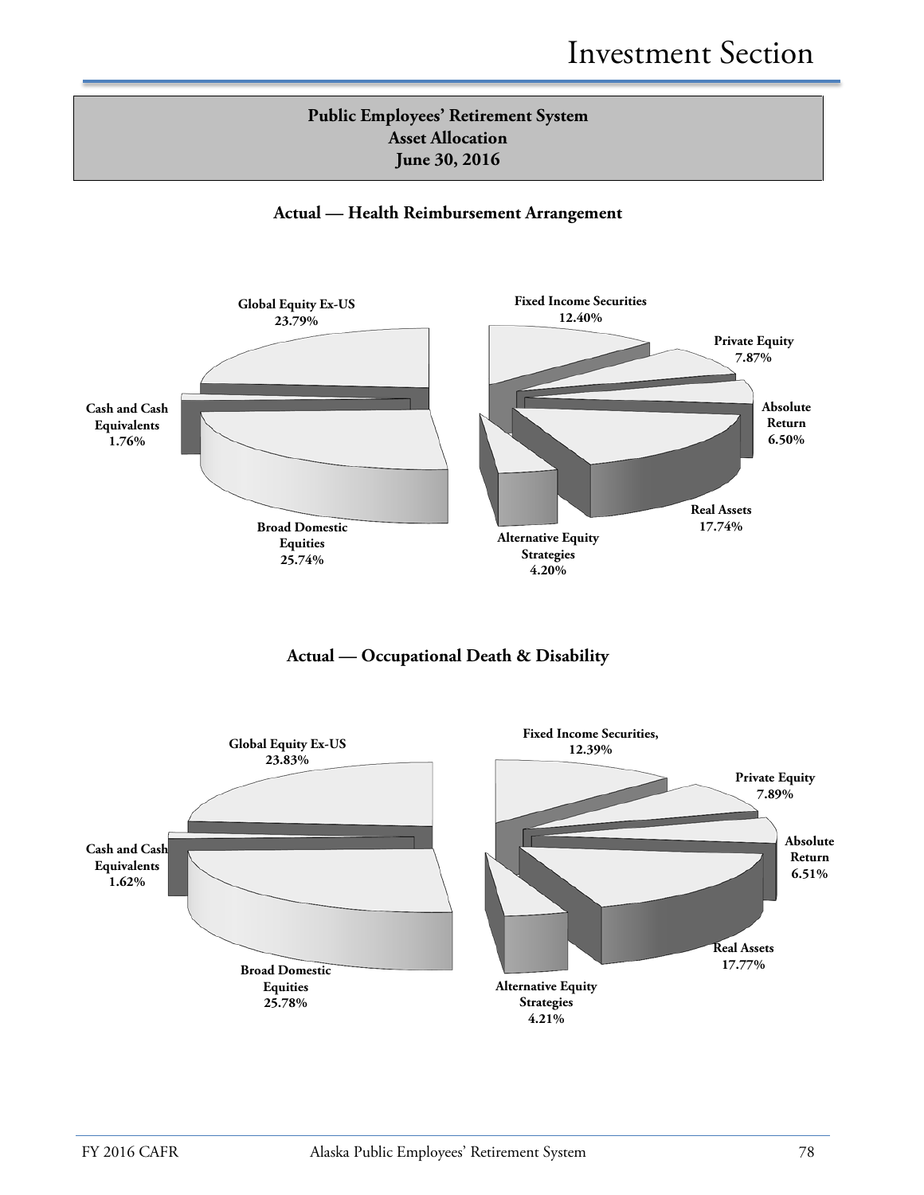## Public Employees' Retirement System
## Asset Allocation
## June 30, 2016

### Actual — Health Reimbursement Arrangement

Global Equity Ex-US 23.79%

Cash and Cash Equivalents 1.76%

Broad Domestic Equities 25.74%

Fixed Income Securities 12.40%

Private Equity 7.87%

Absolute Return 6.50%

Real Assets 17.74%

Alternative Equity Strategies 4.20%

### Actual — Occupational Death & Disability

Global Equity Ex-US 23.83%

Cash and Cash Equivalents 1.62%

Broad Domestic Equities 25.78%

Fixed Income Securities, 12.39%

Private Equity 7.89%

Absolute Return 6.51%

Real Assets 17.77%

Alternative Equity Strategies 4.21%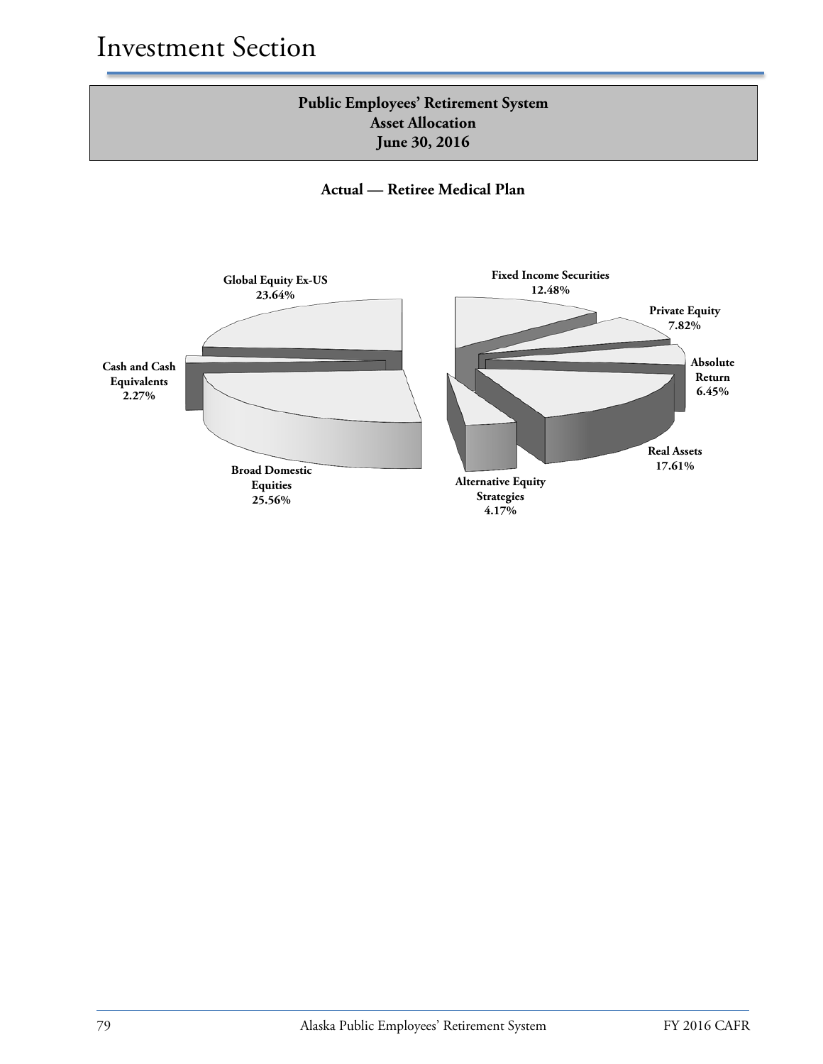# Investment Section

**Public Employees' Retirement System**
**Asset Allocation**
**June 30, 2016**

### Actual — Retiree Medical Plan

| Asset Class | Percentage |
| --- | --- |
| Global Equity Ex-US | 23.64% |
| Fixed Income Securities | 12.48% |
| Private Equity | 7.82% |
| Absolute Return | 6.45% |
| Real Assets | 17.61% |
| Alternative Equity Strategies | 4.17% |
| Broad Domestic Equities | 25.56% |
| Cash and Cash Equivalents | 2.27% |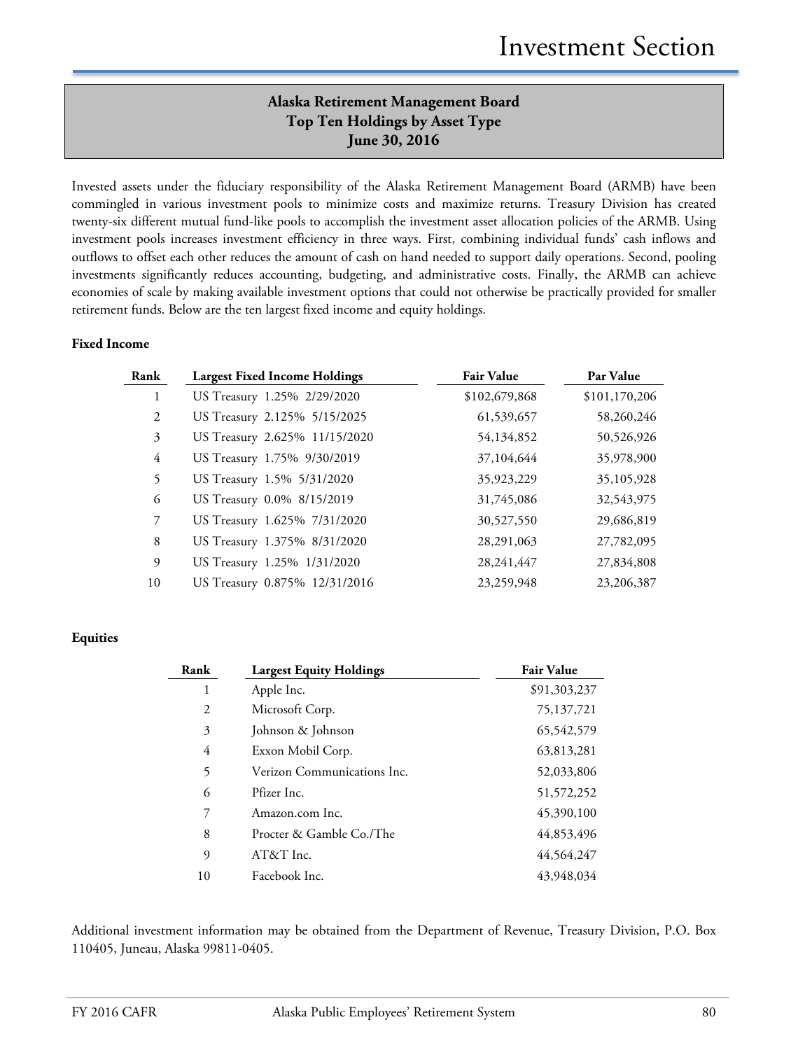# Alaska Retirement Management Board
## Top Ten Holdings by Asset Type
## June 30, 2016

Invested assets under the fiduciary responsibility of the Alaska Retirement Management Board (ARMB) have been commingled in various investment pools to minimize costs and maximize returns. Treasury Division has created twenty-six different mutual fund-like pools to accomplish the investment asset allocation policies of the ARMB. Using investment pools increases investment efficiency in three ways. First, combining individual funds' cash inflows and outflows to offset each other reduces the amount of cash on hand needed to support daily operations. Second, pooling investments significantly reduces accounting, budgeting, and administrative costs. Finally, the ARMB can achieve economies of scale by making available investment options that could not otherwise be practically provided for smaller retirement funds. Below are the ten largest fixed income and equity holdings.

**Fixed Income**

| Rank | Largest Fixed Income Holdings | Fair Value | Par Value |
|---|---|---|---|
| 1 | US Treasury 1.25% 2/29/2020 | $102,679,868 | $101,170,206 |
| 2 | US Treasury 2.125% 5/15/2025 | 61,539,657 | 58,260,246 |
| 3 | US Treasury 2.625% 11/15/2020 | 54,134,852 | 50,526,926 |
| 4 | US Treasury 1.75% 9/30/2019 | 37,104,644 | 35,978,900 |
| 5 | US Treasury 1.5% 5/31/2020 | 35,923,229 | 35,105,928 |
| 6 | US Treasury 0.0% 8/15/2019 | 31,745,086 | 32,543,975 |
| 7 | US Treasury 1.625% 7/31/2020 | 30,527,550 | 29,686,819 |
| 8 | US Treasury 1.375% 8/31/2020 | 28,291,063 | 27,782,095 |
| 9 | US Treasury 1.25% 1/31/2020 | 28,241,447 | 27,834,808 |
| 10 | US Treasury 0.875% 12/31/2016 | 23,259,948 | 23,206,387 |

**Equities**

| Rank | Largest Equity Holdings | Fair Value |
|---|---|---|
| 1 | Apple Inc. | $91,303,237 |
| 2 | Microsoft Corp. | 75,137,721 |
| 3 | Johnson & Johnson | 65,542,579 |
| 4 | Exxon Mobil Corp. | 63,813,281 |
| 5 | Verizon Communications Inc. | 52,033,806 |
| 6 | Pfizer Inc. | 51,572,252 |
| 7 | Amazon.com Inc. | 45,390,100 |
| 8 | Procter & Gamble Co./The | 44,853,496 |
| 9 | AT&T Inc. | 44,564,247 |
| 10 | Facebook Inc. | 43,948,034 |

Additional investment information may be obtained from the Department of Revenue, Treasury Division, P.O. Box 110405, Juneau, Alaska 99811-0405.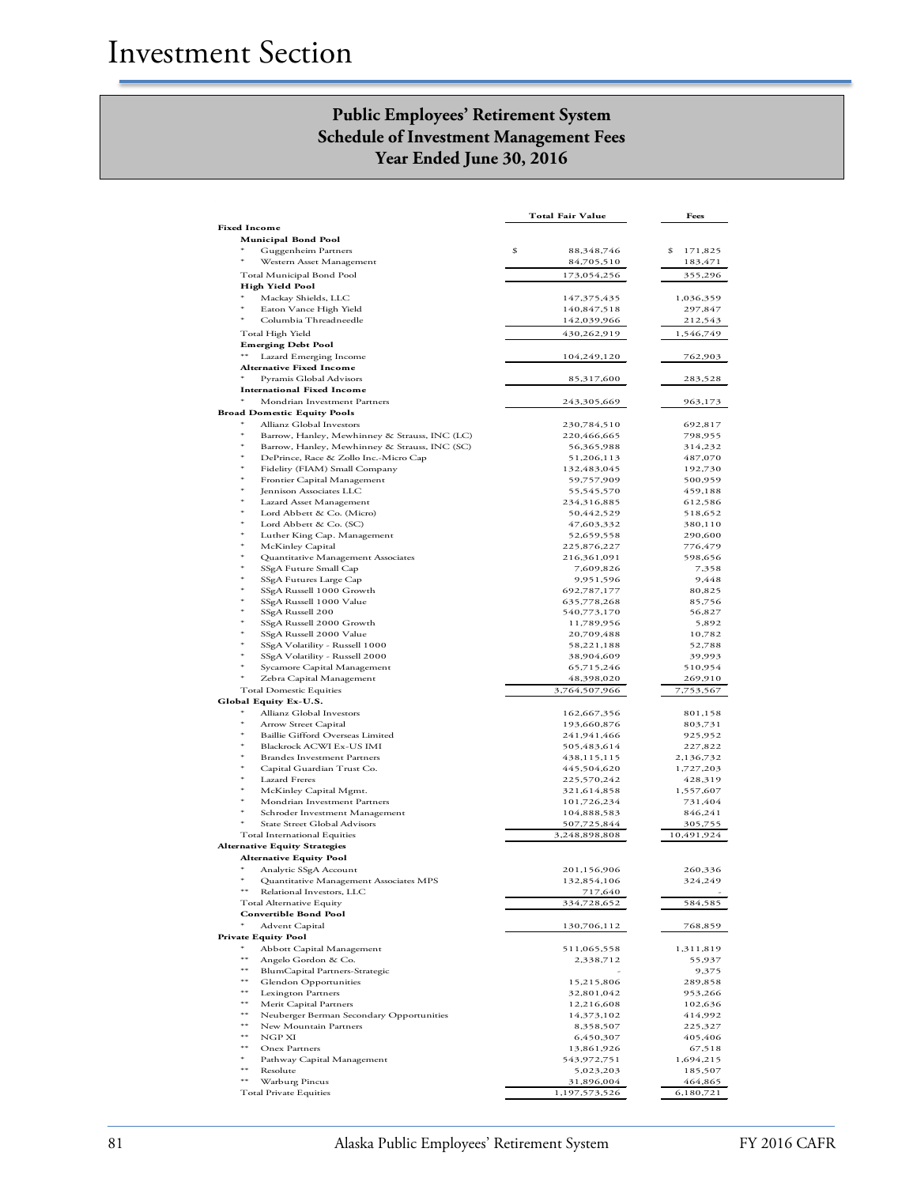# Investment Section

## Public Employees' Retirement System
## Schedule of Investment Management Fees
## Year Ended June 30, 2016

| | Total Fair Value | Fees |
|---|---|---|
| **Fixed Income** | | |
| **Municipal Bond Pool** | | |
| * Guggenheim Partners | $ 88,348,746 | $ 171,825 |
| * Western Asset Management | 84,705,510 | 183,471 |
| Total Municipal Bond Pool | 173,054,256 | 355,296 |
| **High Yield Pool** | | |
| * Mackay Shields, LLC | 147,375,435 | 1,036,359 |
| * Eaton Vance High Yield | 140,847,518 | 297,847 |
| * Columbia Threadneedle | 142,039,966 | 212,543 |
| Total High Yield | 430,262,919 | 1,546,749 |
| **Emerging Debt Pool** | | |
| ** Lazard Emerging Income | 104,249,120 | 762,903 |
| **Alternative Fixed Income** | | |
| * Pyramis Global Advisors | 85,317,600 | 283,528 |
| **International Fixed Income** | | |
| * Mondrian Investment Partners | 243,305,669 | 963,173 |
| **Broad Domestic Equity Pools** | | |
| * Allianz Global Investors | 230,784,510 | 692,817 |
| * Barrow, Hanley, Mewhinney & Strauss, INC (LC) | 220,466,665 | 798,955 |
| * Barrow, Hanley, Mewhinney & Strauss, INC (SC) | 56,365,988 | 314,232 |
| * DePrince, Race & Zollo Inc.-Micro Cap | 51,206,113 | 487,070 |
| * Fidelity (FIAM) Small Company | 132,483,045 | 192,730 |
| * Frontier Capital Management | 59,757,909 | 500,959 |
| * Jennison Associates LLC | 55,545,570 | 459,188 |
| * Lazard Asset Management | 234,316,885 | 612,586 |
| * Lord Abbett & Co. (Micro) | 50,442,529 | 518,652 |
| * Lord Abbett & Co. (SC) | 47,603,332 | 380,110 |
| * Luther King Cap. Management | 52,659,558 | 290,600 |
| * McKinley Capital | 225,876,227 | 776,479 |
| * Quantitative Management Associates | 216,361,091 | 598,656 |
| * SSgA Future Small Cap | 7,609,826 | 7,358 |
| * SSgA Futures Large Cap | 9,951,596 | 9,448 |
| * SSgA Russell 1000 Growth | 692,787,177 | 80,825 |
| * SSgA Russell 1000 Value | 635,778,268 | 85,756 |
| * SSgA Russell 200 | 540,773,170 | 56,827 |
| * SSgA Russell 2000 Growth | 11,789,956 | 5,892 |
| * SSgA Russell 2000 Value | 20,709,488 | 10,782 |
| * SSgA Volatility - Russell 1000 | 58,221,188 | 52,788 |
| * SSgA Volatility - Russell 2000 | 38,904,609 | 39,993 |
| * Sycamore Capital Management | 65,715,246 | 510,954 |
| * Zebra Capital Management | 48,398,020 | 269,910 |
| Total Domestic Equities | 3,764,507,966 | 7,753,567 |
| **Global Equity Ex-U.S.** | | |
| * Allianz Global Investors | 162,667,356 | 801,158 |
| * Arrow Street Capital | 193,660,876 | 803,731 |
| * Baillie Gifford Overseas Limited | 241,941,466 | 925,952 |
| * Blackrock ACWI Ex-US IMI | 505,483,614 | 227,822 |
| * Brandes Investment Partners | 438,115,115 | 2,136,732 |
| * Capital Guardian Trust Co. | 445,504,620 | 1,727,203 |
| * Lazard Freres | 225,570,242 | 428,319 |
| * McKinley Capital Mgmt. | 321,614,858 | 1,557,607 |
| * Mondrian Investment Partners | 101,726,234 | 731,404 |
| * Schroder Investment Management | 104,888,583 | 846,241 |
| * State Street Global Advisors | 507,725,844 | 305,755 |
| Total International Equities | 3,248,898,808 | 10,491,924 |
| **Alternative Equity Strategies** | | |
| **Alternative Equity Pool** | | |
| * Analytic SSgA Account | 201,156,906 | 260,336 |
| * Quantitative Management Associates MPS | 132,854,106 | 324,249 |
| ** Relational Investors, LLC | 717,640 | - |
| Total Alternative Equity | 334,728,652 | 584,585 |
| **Convertible Bond Pool** | | |
| * Advent Capital | 130,706,112 | 768,859 |
| **Private Equity Pool** | | |
| * Abbott Capital Management | 511,065,558 | 1,311,819 |
| ** Angelo Gordon & Co. | 2,338,712 | 55,937 |
| ** BlumCapital Partners-Strategic | - | 9,375 |
| ** Glendon Opportunities | 15,215,806 | 289,858 |
| ** Lexington Partners | 32,801,042 | 953,266 |
| ** Merit Capital Partners | 12,216,608 | 102,636 |
| ** Neuberger Berman Secondary Opportunities | 14,373,102 | 414,992 |
| ** New Mountain Partners | 8,358,507 | 225,327 |
| ** NGP XI | 6,450,307 | 405,406 |
| ** Onex Partners | 13,861,926 | 67,518 |
| * Pathway Capital Management | 543,972,751 | 1,694,215 |
| ** Resolute | 5,023,203 | 185,507 |
| ** Warburg Pincus | 31,896,004 | 464,865 |
| Total Private Equities | 1,197,573,526 | 6,180,721 |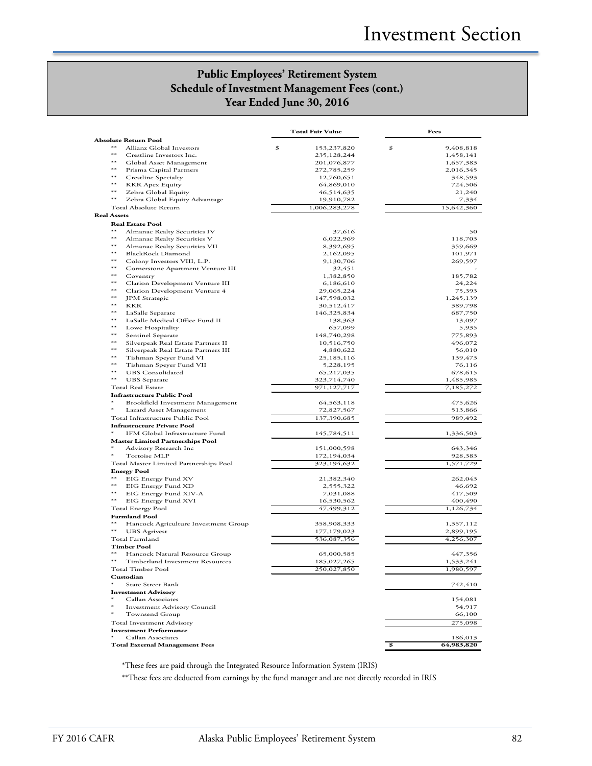## Public Employees' Retirement System
## Schedule of Investment Management Fees (cont.)
## Year Ended June 30, 2016

| | Total Fair Value | Fees |
|---|---|---|
| **Absolute Return Pool** | | |
| ** Allianz Global Investors | $ 153,237,820 | $ 9,408,818 |
| ** Crestline Investors Inc. | 235,128,244 | 1,458,141 |
| ** Global Asset Management | 201,076,877 | 1,657,383 |
| ** Prisma Capital Partners | 272,785,259 | 2,016,345 |
| ** Crestline Specialty | 12,760,651 | 348,593 |
| ** KKR Apex Equity | 64,869,010 | 724,506 |
| ** Zebra Global Equity | 46,514,635 | 21,240 |
| ** Zebra Global Equity Advantage | 19,910,782 | 7,334 |
| Total Absolute Return | 1,006,283,278 | 15,642,360 |
| **Real Assets** | | |
| **Real Estate Pool** | | |
| ** Almanac Realty Securities IV | 37,616 | 50 |
| ** Almanac Realty Securities V | 6,022,969 | 118,703 |
| ** Almanac Realty Securities VII | 8,392,695 | 359,669 |
| ** BlackRock Diamond | 2,162,095 | 101,971 |
| ** Colony Investors VIII, L.P. | 9,130,706 | 269,597 |
| ** Cornerstone Apartment Venture III | 32,451 | - |
| ** Coventry | 1,382,850 | 185,782 |
| ** Clarion Development Venture III | 6,186,610 | 24,224 |
| ** Clarion Development Venture 4 | 29,065,224 | 75,393 |
| ** JPM Strategic | 147,598,032 | 1,245,139 |
| ** KKR | 30,512,417 | 389,798 |
| ** LaSalle Separate | 146,325,834 | 687,750 |
| ** LaSalle Medical Office Fund II | 138,363 | 13,097 |
| ** Lowe Hospitality | 657,099 | 5,935 |
| ** Sentinel Separate | 148,740,298 | 775,893 |
| ** Silverpeak Real Estate Partners II | 10,516,750 | 496,072 |
| ** Silverpeak Real Estate Partners III | 4,880,622 | 56,010 |
| ** Tishman Speyer Fund VI | 25,185,116 | 139,473 |
| ** Tishman Speyer Fund VII | 5,228,195 | 76,116 |
| ** UBS Consolidated | 65,217,035 | 678,615 |
| ** UBS Separate | 323,714,740 | 1,485,985 |
| Total Real Estate | 971,127,717 | 7,185,272 |
| **Infrastructure Public Pool** | | |
| * Brookfield Investment Management | 64,563,118 | 475,626 |
| * Lazard Asset Management | 72,827,567 | 513,866 |
| Total Infrastructure Public Pool | 137,390,685 | 989,492 |
| **Infrastructure Private Pool** | | |
| * IFM Global Infrastructure Fund | 145,784,511 | 1,336,503 |
| **Master Limited Partnerships Pool** | | |
| * Advisory Research Inc | 151,000,598 | 643,346 |
| * Tortoise MLP | 172,194,034 | 928,383 |
| Total Master Limited Partnerships Pool | 323,194,632 | 1,571,729 |
| **Energy Pool** | | |
| ** EIG Energy Fund XV | 21,382,340 | 262,043 |
| ** EIG Energy Fund XD | 2,555,322 | 46,692 |
| ** EIG Energy Fund XIV-A | 7,031,088 | 417,509 |
| ** EIG Energy Fund XVI | 16,530,562 | 400,490 |
| Total Energy Pool | 47,499,312 | 1,126,734 |
| **Farmland Pool** | | |
| ** Hancock Agriculture Investment Group | 358,908,333 | 1,357,112 |
| ** UBS Agrivest | 177,179,023 | 2,899,195 |
| Total Farmland | 536,087,356 | 4,256,307 |
| **Timber Pool** | | |
| ** Hancock Natural Resource Group | 65,000,585 | 447,356 |
| ** Timberland Investment Resources | 185,027,265 | 1,533,241 |
| Total Timber Pool | 250,027,850 | 1,980,597 |
| **Custodian** | | |
| * State Street Bank | | 742,410 |
| **Investment Advisory** | | |
| * Callan Associates | | 154,081 |
| * Investment Advisory Council | | 54,917 |
| * Townsend Group | | 66,100 |
| Total Investment Advisory | | 275,098 |
| **Investment Performance** | | |
| * Callan Associates | | 186,013 |
| **Total External Management Fees** | | **$ 64,983,820** |

*These fees are paid through the Integrated Resource Information System (IRIS)

**These fees are deducted from earnings by the fund manager and are not directly recorded in IRIS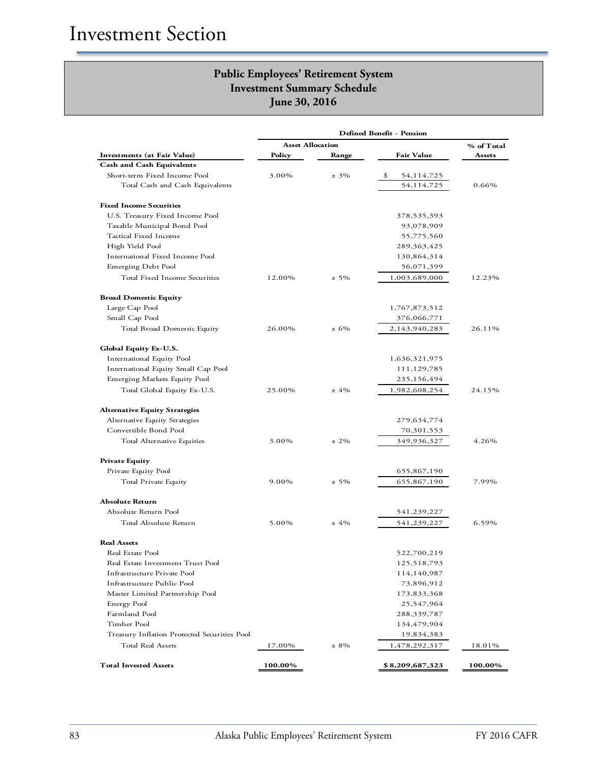# Investment Section

## Public Employees' Retirement System
## Investment Summary Schedule
## June 30, 2016

| Investments (at Fair Value) | Defined Benefit - Pension | | | |
|---|---|---|---|---|
| | Asset Allocation | | | |
| | Policy | Range | Fair Value | % of Total Assets |
| **Cash and Cash Equivalents** | | | | |
| Short-term Fixed Income Pool | 3.00% | ± 3% | $ 54,114,725 | |
| Total Cash and Cash Equivalents | | | 54,114,725 | 0.66% |
| **Fixed Income Securities** | | | | |
| U.S. Treasury Fixed Income Pool | | | 378,535,393 | |
| Taxable Municipal Bond Pool | | | 93,078,909 | |
| Tactical Fixed Income | | | 55,775,560 | |
| High Yield Pool | | | 289,363,425 | |
| International Fixed Income Pool | | | 130,864,314 | |
| Emerging Debt Pool | | | 56,071,399 | |
| Total Fixed Income Securities | 12.00% | ± 5% | 1,003,689,000 | 12.23% |
| **Broad Domestic Equity** | | | | |
| Large Cap Pool | | | 1,767,873,512 | |
| Small Cap Pool | | | 376,066,771 | |
| Total Broad Domestic Equity | 26.00% | ± 6% | 2,143,940,283 | 26.11% |
| **Global Equity Ex-U.S.** | | | | |
| International Equity Pool | | | 1,636,321,975 | |
| International Equity Small Cap Pool | | | 111,129,785 | |
| Emerging Markets Equity Pool | | | 235,156,494 | |
| Total Global Equity Ex-U.S. | 25.00% | ± 4% | 1,982,608,254 | 24.15% |
| **Alternative Equity Strategies** | | | | |
| Alternative Equity Strategies | | | 279,634,774 | |
| Convertible Bond Pool | | | 70,301,553 | |
| Total Alternative Equities | 3.00% | ± 2% | 349,936,327 | 4.26% |
| **Private Equity** | | | | |
| Private Equity Pool | | | 655,867,190 | |
| Total Private Equity | 9.00% | ± 5% | 655,867,190 | 7.99% |
| **Absolute Return** | | | | |
| Absolute Return Pool | | | 541,239,227 | |
| Total Absolute Return | 5.00% | ± 4% | 541,239,227 | 6.59% |
| **Real Assets** | | | | |
| Real Estate Pool | | | 522,700,219 | |
| Real Estate Investment Trust Pool | | | 125,518,793 | |
| Infrastructure Private Pool | | | 114,140,987 | |
| Infrastructure Public Pool | | | 73,896,912 | |
| Master Limited Partnership Pool | | | 173,833,368 | |
| Energy Pool | | | 25,547,964 | |
| Farmland Pool | | | 288,339,787 | |
| Timber Pool | | | 134,479,904 | |
| Treasury Inflation Protected Securities Pool | | | 19,834,383 | |
| Total Real Assets | 17.00% | ± 8% | 1,478,292,317 | 18.01% |
| **Total Invested Assets** | **100.00%** | | **$ 8,209,687,323** | **100.00%** |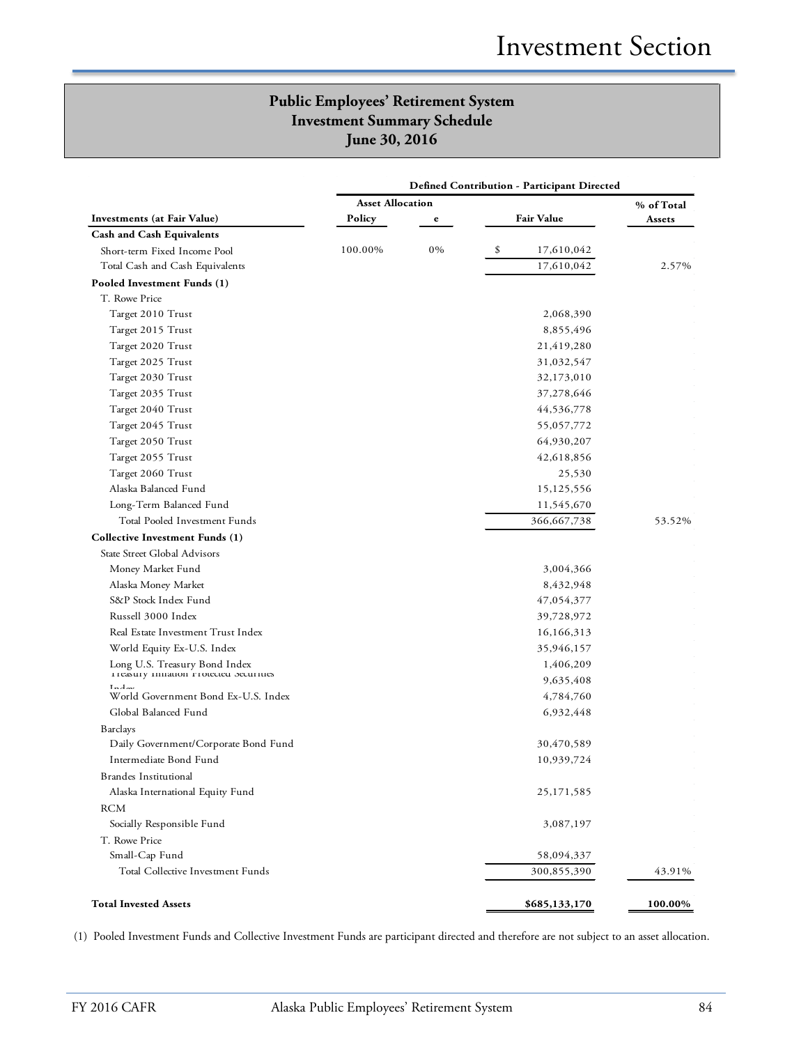## Public Employees' Retirement System
## Investment Summary Schedule
## June 30, 2016

| Investments (at Fair Value) | Defined Contribution - Participant Directed | | | |
|---|---|---|---|---|
| | Asset Allocation | | | |
| | Policy | e | Fair Value | % of Total Assets |
| **Cash and Cash Equivalents** | | | | |
| Short-term Fixed Income Pool | 100.00% | 0% | $ 17,610,042 | |
| Total Cash and Cash Equivalents | | | 17,610,042 | 2.57% |
| **Pooled Investment Funds (1)** | | | | |
| T. Rowe Price | | | | |
| Target 2010 Trust | | | 2,068,390 | |
| Target 2015 Trust | | | 8,855,496 | |
| Target 2020 Trust | | | 21,419,280 | |
| Target 2025 Trust | | | 31,032,547 | |
| Target 2030 Trust | | | 32,173,010 | |
| Target 2035 Trust | | | 37,278,646 | |
| Target 2040 Trust | | | 44,536,778 | |
| Target 2045 Trust | | | 55,057,772 | |
| Target 2050 Trust | | | 64,930,207 | |
| Target 2055 Trust | | | 42,618,856 | |
| Target 2060 Trust | | | 25,530 | |
| Alaska Balanced Fund | | | 15,125,556 | |
| Long-Term Balanced Fund | | | 11,545,670 | |
| Total Pooled Investment Funds | | | 366,667,738 | 53.52% |
| **Collective Investment Funds (1)** | | | | |
| State Street Global Advisors | | | | |
| Money Market Fund | | | 3,004,366 | |
| Alaska Money Market | | | 8,432,948 | |
| S&P Stock Index Fund | | | 47,054,377 | |
| Russell 3000 Index | | | 39,728,972 | |
| Real Estate Investment Trust Index | | | 16,166,313 | |
| World Equity Ex-U.S. Index | | | 35,946,157 | |
| Long U.S. Treasury Bond Index | | | 1,406,209 | |
| Treasury Inflation Protected Securities Index | | | 9,635,408 | |
| World Government Bond Ex-U.S. Index | | | 4,784,760 | |
| Global Balanced Fund | | | 6,932,448 | |
| Barclays | | | | |
| Daily Government/Corporate Bond Fund | | | 30,470,589 | |
| Intermediate Bond Fund | | | 10,939,724 | |
| Brandes Institutional | | | | |
| Alaska International Equity Fund | | | 25,171,585 | |
| RCM | | | | |
| Socially Responsible Fund | | | 3,087,197 | |
| T. Rowe Price | | | | |
| Small-Cap Fund | | | 58,094,337 | |
| Total Collective Investment Funds | | | 300,855,390 | 43.91% |
| **Total Invested Assets** | | | **$685,133,170** | **100.00%** |

(1) Pooled Investment Funds and Collective Investment Funds are participant directed and therefore are not subject to an asset allocation.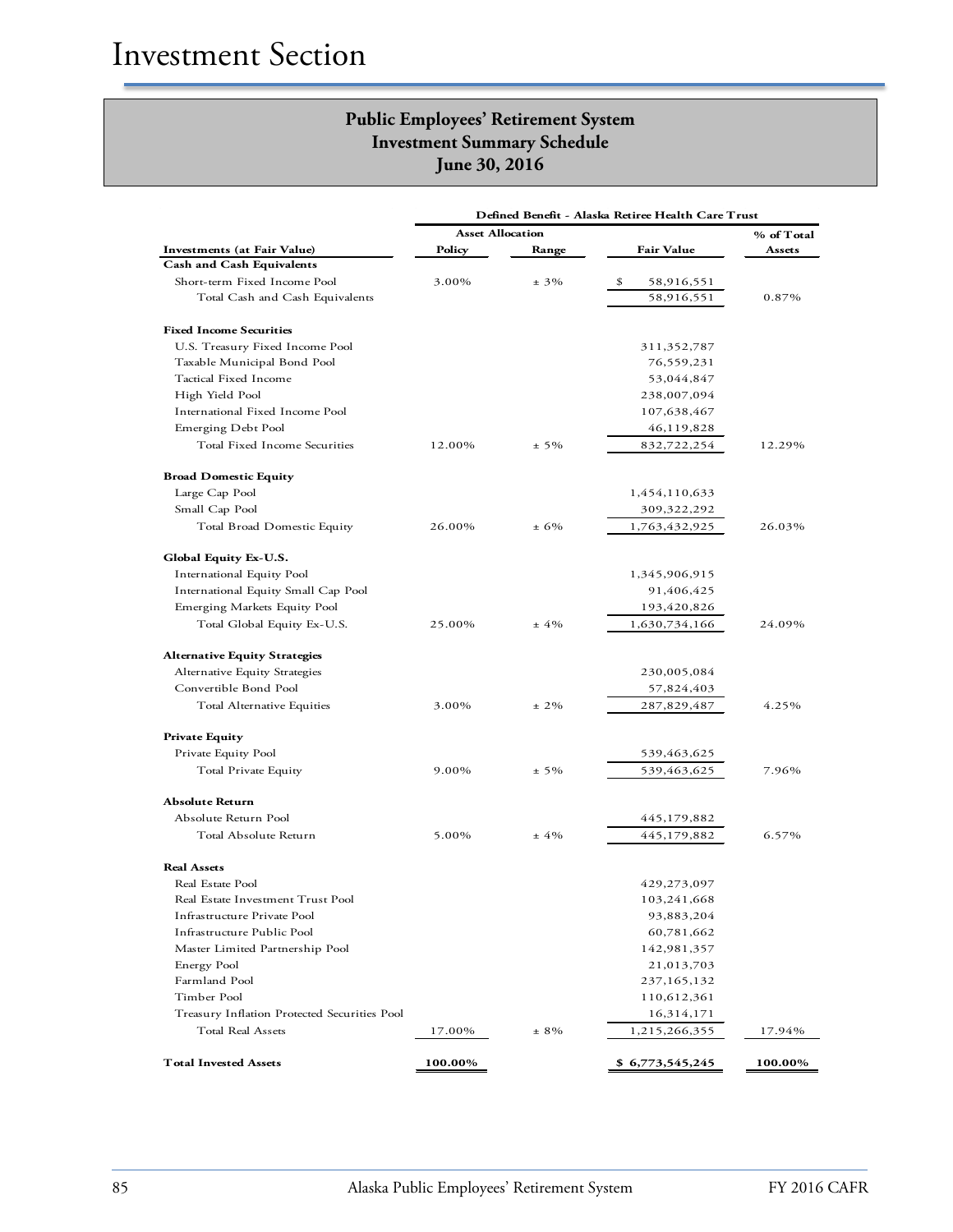# Investment Section

## Public Employees' Retirement System
## Investment Summary Schedule
## June 30, 2016

| | Defined Benefit - Alaska Retiree Health Care Trust | | | |
|---|---|---|---|---|
| | Asset Allocation | | | |
| **Investments (at Fair Value)** | **Policy** | **Range** | **Fair Value** | **% of Total Assets** |
| **Cash and Cash Equivalents** | | | | |
| Short-term Fixed Income Pool | 3.00% | ± 3% | $ 58,916,551 | |
| Total Cash and Cash Equivalents | | | 58,916,551 | 0.87% |
| **Fixed Income Securities** | | | | |
| U.S. Treasury Fixed Income Pool | | | 311,352,787 | |
| Taxable Municipal Bond Pool | | | 76,559,231 | |
| Tactical Fixed Income | | | 53,044,847 | |
| High Yield Pool | | | 238,007,094 | |
| International Fixed Income Pool | | | 107,638,467 | |
| Emerging Debt Pool | | | 46,119,828 | |
| Total Fixed Income Securities | 12.00% | ± 5% | 832,722,254 | 12.29% |
| **Broad Domestic Equity** | | | | |
| Large Cap Pool | | | 1,454,110,633 | |
| Small Cap Pool | | | 309,322,292 | |
| Total Broad Domestic Equity | 26.00% | ± 6% | 1,763,432,925 | 26.03% |
| **Global Equity Ex-U.S.** | | | | |
| International Equity Pool | | | 1,345,906,915 | |
| International Equity Small Cap Pool | | | 91,406,425 | |
| Emerging Markets Equity Pool | | | 193,420,826 | |
| Total Global Equity Ex-U.S. | 25.00% | ± 4% | 1,630,734,166 | 24.09% |
| **Alternative Equity Strategies** | | | | |
| Alternative Equity Strategies | | | 230,005,084 | |
| Convertible Bond Pool | | | 57,824,403 | |
| Total Alternative Equities | 3.00% | ± 2% | 287,829,487 | 4.25% |
| **Private Equity** | | | | |
| Private Equity Pool | | | 539,463,625 | |
| Total Private Equity | 9.00% | ± 5% | 539,463,625 | 7.96% |
| **Absolute Return** | | | | |
| Absolute Return Pool | | | 445,179,882 | |
| Total Absolute Return | 5.00% | ± 4% | 445,179,882 | 6.57% |
| **Real Assets** | | | | |
| Real Estate Pool | | | 429,273,097 | |
| Real Estate Investment Trust Pool | | | 103,241,668 | |
| Infrastructure Private Pool | | | 93,883,204 | |
| Infrastructure Public Pool | | | 60,781,662 | |
| Master Limited Partnership Pool | | | 142,981,357 | |
| Energy Pool | | | 21,013,703 | |
| Farmland Pool | | | 237,165,132 | |
| Timber Pool | | | 110,612,361 | |
| Treasury Inflation Protected Securities Pool | | | 16,314,171 | |
| Total Real Assets | 17.00% | ± 8% | 1,215,266,355 | 17.94% |
| **Total Invested Assets** | **100.00%** | | **$ 6,773,545,245** | **100.00%** |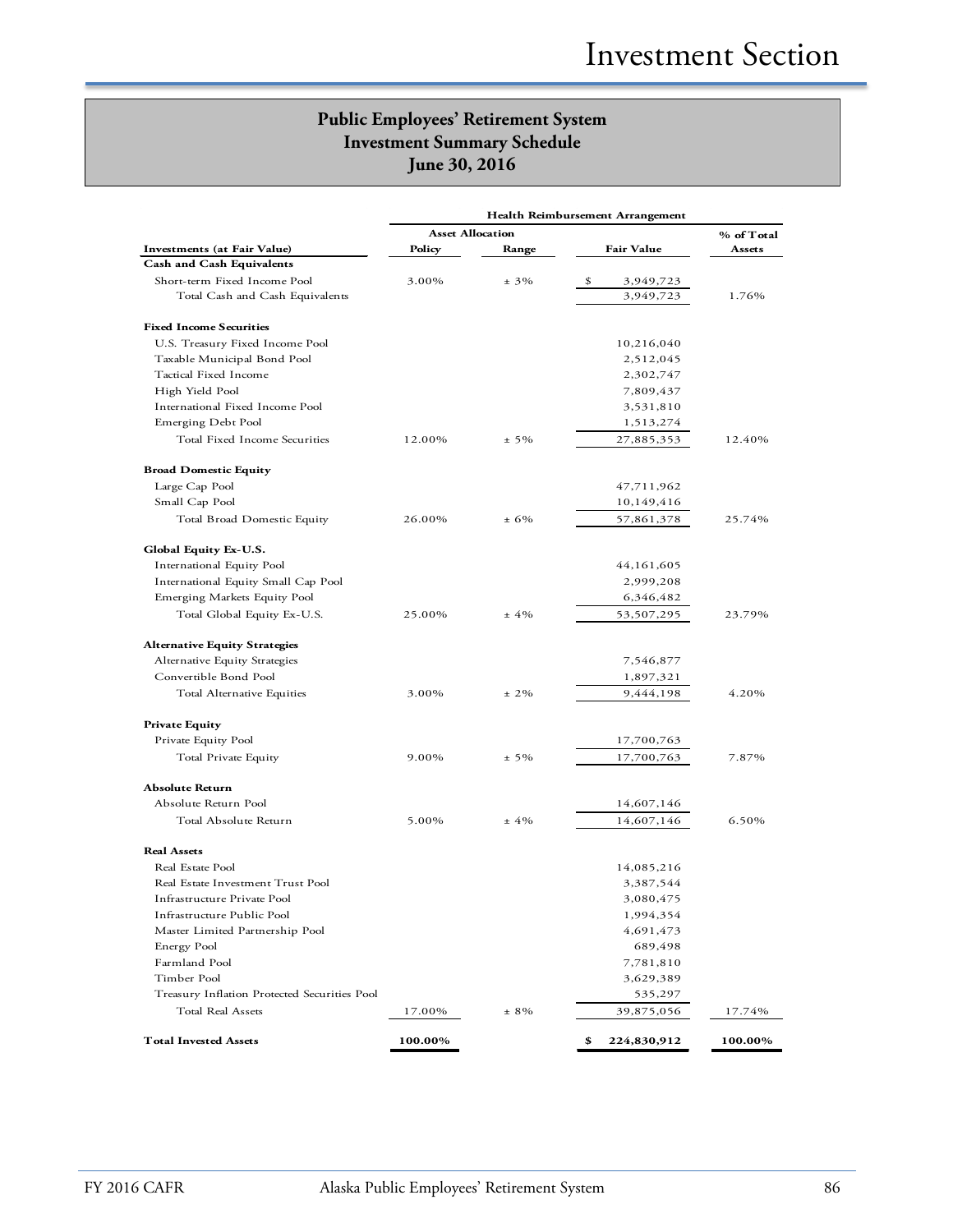## Public Employees' Retirement System
## Investment Summary Schedule
## June 30, 2016

| | Health Reimbursement Arrangement | | | |
|---|---|---|---|---|
| | Asset Allocation | | | |
| **Investments (at Fair Value)** | **Policy** | **Range** | **Fair Value** | **% of Total Assets** |
| **Cash and Cash Equivalents** | | | | |
| Short-term Fixed Income Pool | 3.00% | ± 3% | $ 3,949,723 | |
| Total Cash and Cash Equivalents | | | 3,949,723 | 1.76% |
| | | | | |
| **Fixed Income Securities** | | | | |
| U.S. Treasury Fixed Income Pool | | | 10,216,040 | |
| Taxable Municipal Bond Pool | | | 2,512,045 | |
| Tactical Fixed Income | | | 2,302,747 | |
| High Yield Pool | | | 7,809,437 | |
| International Fixed Income Pool | | | 3,531,810 | |
| Emerging Debt Pool | | | 1,513,274 | |
| Total Fixed Income Securities | 12.00% | ± 5% | 27,885,353 | 12.40% |
| | | | | |
| **Broad Domestic Equity** | | | | |
| Large Cap Pool | | | 47,711,962 | |
| Small Cap Pool | | | 10,149,416 | |
| Total Broad Domestic Equity | 26.00% | ± 6% | 57,861,378 | 25.74% |
| | | | | |
| **Global Equity Ex-U.S.** | | | | |
| International Equity Pool | | | 44,161,605 | |
| International Equity Small Cap Pool | | | 2,999,208 | |
| Emerging Markets Equity Pool | | | 6,346,482 | |
| Total Global Equity Ex-U.S. | 25.00% | ± 4% | 53,507,295 | 23.79% |
| | | | | |
| **Alternative Equity Strategies** | | | | |
| Alternative Equity Strategies | | | 7,546,877 | |
| Convertible Bond Pool | | | 1,897,321 | |
| Total Alternative Equities | 3.00% | ± 2% | 9,444,198 | 4.20% |
| | | | | |
| **Private Equity** | | | | |
| Private Equity Pool | | | 17,700,763 | |
| Total Private Equity | 9.00% | ± 5% | 17,700,763 | 7.87% |
| | | | | |
| **Absolute Return** | | | | |
| Absolute Return Pool | | | 14,607,146 | |
| Total Absolute Return | 5.00% | ± 4% | 14,607,146 | 6.50% |
| | | | | |
| **Real Assets** | | | | |
| Real Estate Pool | | | 14,085,216 | |
| Real Estate Investment Trust Pool | | | 3,387,544 | |
| Infrastructure Private Pool | | | 3,080,475 | |
| Infrastructure Public Pool | | | 1,994,354 | |
| Master Limited Partnership Pool | | | 4,691,473 | |
| Energy Pool | | | 689,498 | |
| Farmland Pool | | | 7,781,810 | |
| Timber Pool | | | 3,629,389 | |
| Treasury Inflation Protected Securities Pool | | | 535,297 | |
| Total Real Assets | 17.00% | ± 8% | 39,875,056 | 17.74% |
| | | | | |
| **Total Invested Assets** | **100.00%** | | **$ 224,830,912** | **100.00%** |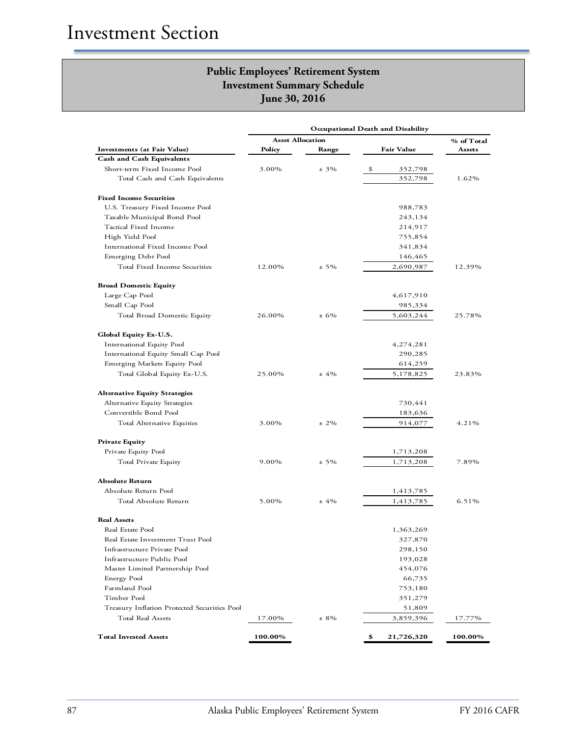# Investment Section

## Public Employees' Retirement System
## Investment Summary Schedule
## June 30, 2016

| Investments (at Fair Value) | Occupational Death and Disability | | | |
|---|---|---|---|---|
| | Asset Allocation | | | % of Total |
| | Policy | Range | Fair Value | Assets |
| **Cash and Cash Equivalents** | | | | |
| Short-term Fixed Income Pool | 3.00% | ± 3% | $ 352,798 | |
| Total Cash and Cash Equivalents | | | 352,798 | 1.62% |
| **Fixed Income Securities** | | | | |
| U.S. Treasury Fixed Income Pool | | | 988,783 | |
| Taxable Municipal Bond Pool | | | 243,134 | |
| Tactical Fixed Income | | | 214,917 | |
| High Yield Pool | | | 755,854 | |
| International Fixed Income Pool | | | 341,834 | |
| Emerging Debt Pool | | | 146,465 | |
| Total Fixed Income Securities | 12.00% | ± 5% | 2,690,987 | 12.39% |
| **Broad Domestic Equity** | | | | |
| Large Cap Pool | | | 4,617,910 | |
| Small Cap Pool | | | 985,334 | |
| Total Broad Domestic Equity | 26.00% | ± 6% | 5,603,244 | 25.78% |
| **Global Equity Ex-U.S.** | | | | |
| International Equity Pool | | | 4,274,281 | |
| International Equity Small Cap Pool | | | 290,285 | |
| Emerging Markets Equity Pool | | | 614,259 | |
| Total Global Equity Ex-U.S. | 25.00% | ± 4% | 5,178,825 | 23.83% |
| **Alternative Equity Strategies** | | | | |
| Alternative Equity Strategies | | | 730,441 | |
| Convertible Bond Pool | | | 183,636 | |
| Total Alternative Equities | 3.00% | ± 2% | 914,077 | 4.21% |
| **Private Equity** | | | | |
| Private Equity Pool | | | 1,713,208 | |
| Total Private Equity | 9.00% | ± 5% | 1,713,208 | 7.89% |
| **Absolute Return** | | | | |
| Absolute Return Pool | | | 1,413,785 | |
| Total Absolute Return | 5.00% | ± 4% | 1,413,785 | 6.51% |
| **Real Assets** | | | | |
| Real Estate Pool | | | 1,363,269 | |
| Real Estate Investment Trust Pool | | | 327,870 | |
| Infrastructure Private Pool | | | 298,150 | |
| Infrastructure Public Pool | | | 193,028 | |
| Master Limited Partnership Pool | | | 454,076 | |
| Energy Pool | | | 66,735 | |
| Farmland Pool | | | 753,180 | |
| Timber Pool | | | 351,279 | |
| Treasury Inflation Protected Securities Pool | | | 51,809 | |
| Total Real Assets | 17.00% | ± 8% | 3,859,396 | 17.77% |
| **Total Invested Assets** | **100.00%** | | **$ 21,726,320** | **100.00%** |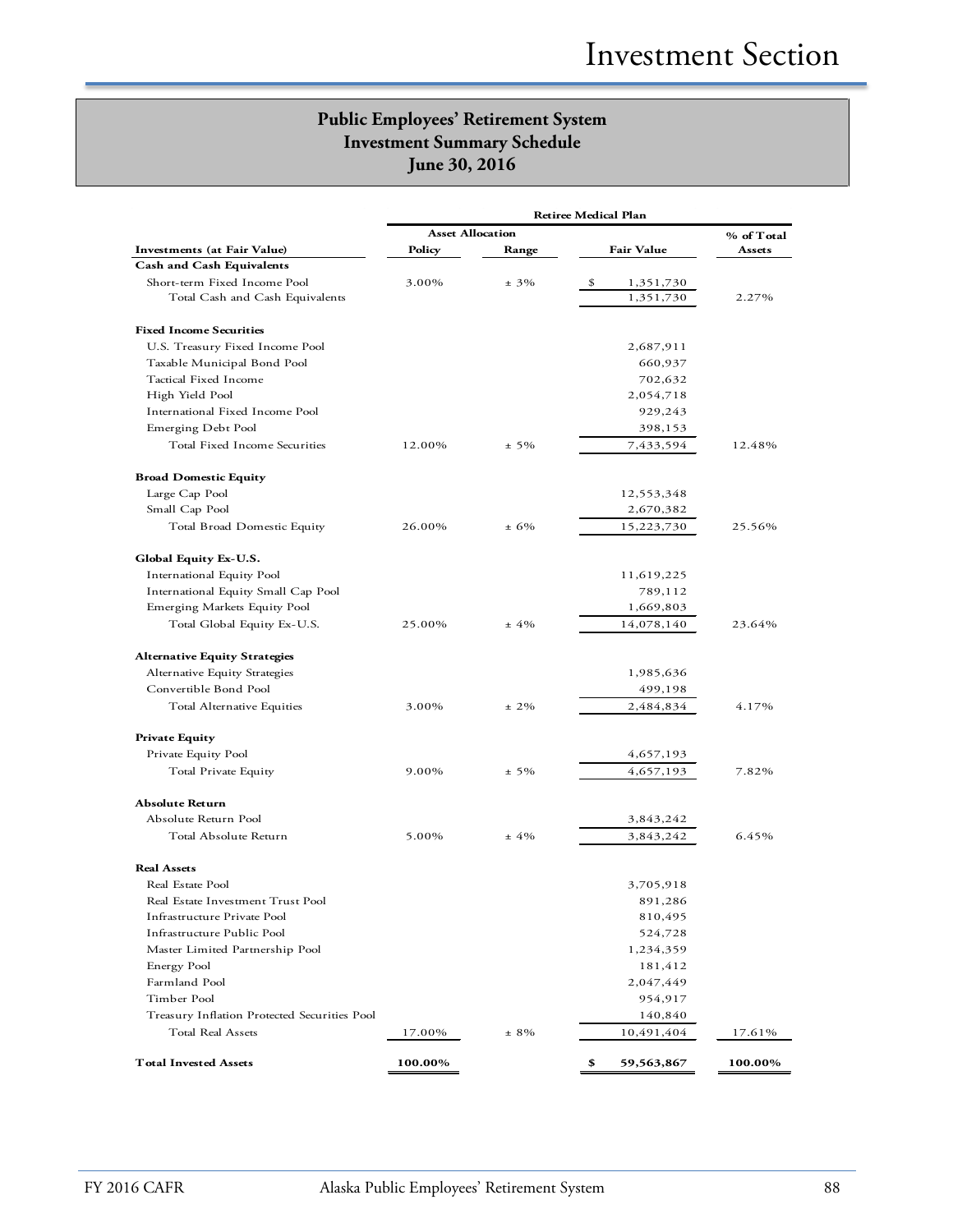## Public Employees' Retirement System
## Investment Summary Schedule
## June 30, 2016

| Investments (at Fair Value) | Retiree Medical Plan | | | |
|---|---|---|---|---|
| | Asset Allocation | | | % of Total |
| | Policy | Range | Fair Value | Assets |
| **Cash and Cash Equivalents** | | | | |
| Short-term Fixed Income Pool | 3.00% | ± 3% | $ 1,351,730 | |
| Total Cash and Cash Equivalents | | | 1,351,730 | 2.27% |
| **Fixed Income Securities** | | | | |
| U.S. Treasury Fixed Income Pool | | | 2,687,911 | |
| Taxable Municipal Bond Pool | | | 660,937 | |
| Tactical Fixed Income | | | 702,632 | |
| High Yield Pool | | | 2,054,718 | |
| International Fixed Income Pool | | | 929,243 | |
| Emerging Debt Pool | | | 398,153 | |
| Total Fixed Income Securities | 12.00% | ± 5% | 7,433,594 | 12.48% |
| **Broad Domestic Equity** | | | | |
| Large Cap Pool | | | 12,553,348 | |
| Small Cap Pool | | | 2,670,382 | |
| Total Broad Domestic Equity | 26.00% | ± 6% | 15,223,730 | 25.56% |
| **Global Equity Ex-U.S.** | | | | |
| International Equity Pool | | | 11,619,225 | |
| International Equity Small Cap Pool | | | 789,112 | |
| Emerging Markets Equity Pool | | | 1,669,803 | |
| Total Global Equity Ex-U.S. | 25.00% | ± 4% | 14,078,140 | 23.64% |
| **Alternative Equity Strategies** | | | | |
| Alternative Equity Strategies | | | 1,985,636 | |
| Convertible Bond Pool | | | 499,198 | |
| Total Alternative Equities | 3.00% | ± 2% | 2,484,834 | 4.17% |
| **Private Equity** | | | | |
| Private Equity Pool | | | 4,657,193 | |
| Total Private Equity | 9.00% | ± 5% | 4,657,193 | 7.82% |
| **Absolute Return** | | | | |
| Absolute Return Pool | | | 3,843,242 | |
| Total Absolute Return | 5.00% | ± 4% | 3,843,242 | 6.45% |
| **Real Assets** | | | | |
| Real Estate Pool | | | 3,705,918 | |
| Real Estate Investment Trust Pool | | | 891,286 | |
| Infrastructure Private Pool | | | 810,495 | |
| Infrastructure Public Pool | | | 524,728 | |
| Master Limited Partnership Pool | | | 1,234,359 | |
| Energy Pool | | | 181,412 | |
| Farmland Pool | | | 2,047,449 | |
| Timber Pool | | | 954,917 | |
| Treasury Inflation Protected Securities Pool | | | 140,840 | |
| Total Real Assets | 17.00% | ± 8% | 10,491,404 | 17.61% |
| **Total Invested Assets** | **100.00%** | | **$ 59,563,867** | **100.00%** |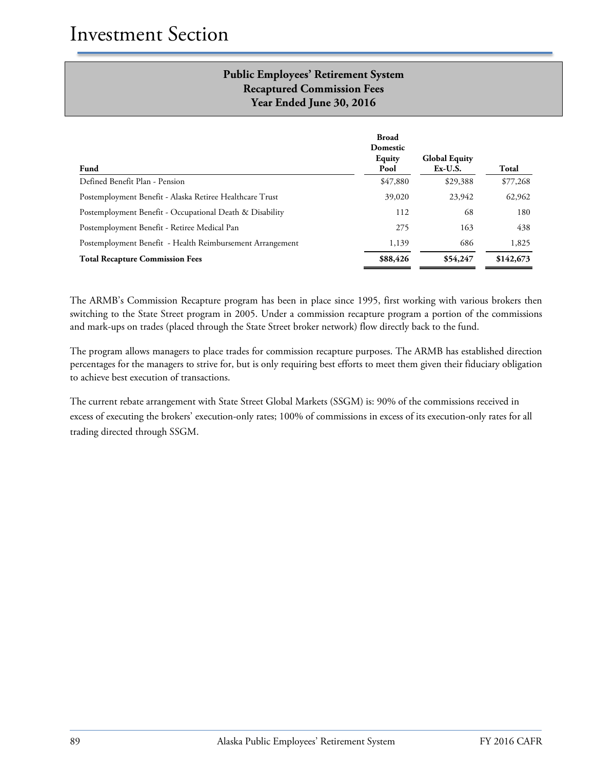# Investment Section

## Public Employees' Retirement System
## Recaptured Commission Fees
## Year Ended June 30, 2016

| Fund | Broad Domestic Equity Pool | Global Equity Ex-U.S. | Total |
|---|---|---|---|
| Defined Benefit Plan - Pension | $47,880 | $29,388 | $77,268 |
| Postemployment Benefit - Alaska Retiree Healthcare Trust | 39,020 | 23,942 | 62,962 |
| Postemployment Benefit - Occupational Death & Disability | 112 | 68 | 180 |
| Postemployment Benefit - Retiree Medical Pan | 275 | 163 | 438 |
| Postemployment Benefit - Health Reimbursement Arrangement | 1,139 | 686 | 1,825 |
| **Total Recapture Commission Fees** | **$88,426** | **$54,247** | **$142,673** |

The ARMB's Commission Recapture program has been in place since 1995, first working with various brokers then switching to the State Street program in 2005. Under a commission recapture program a portion of the commissions and mark-ups on trades (placed through the State Street broker network) flow directly back to the fund.

The program allows managers to place trades for commission recapture purposes. The ARMB has established direction percentages for the managers to strive for, but is only requiring best efforts to meet them given their fiduciary obligation to achieve best execution of transactions.

The current rebate arrangement with State Street Global Markets (SSGM) is: 90% of the commissions received in excess of executing the brokers' execution-only rates; 100% of commissions in excess of its execution-only rates for all trading directed through SSGM.